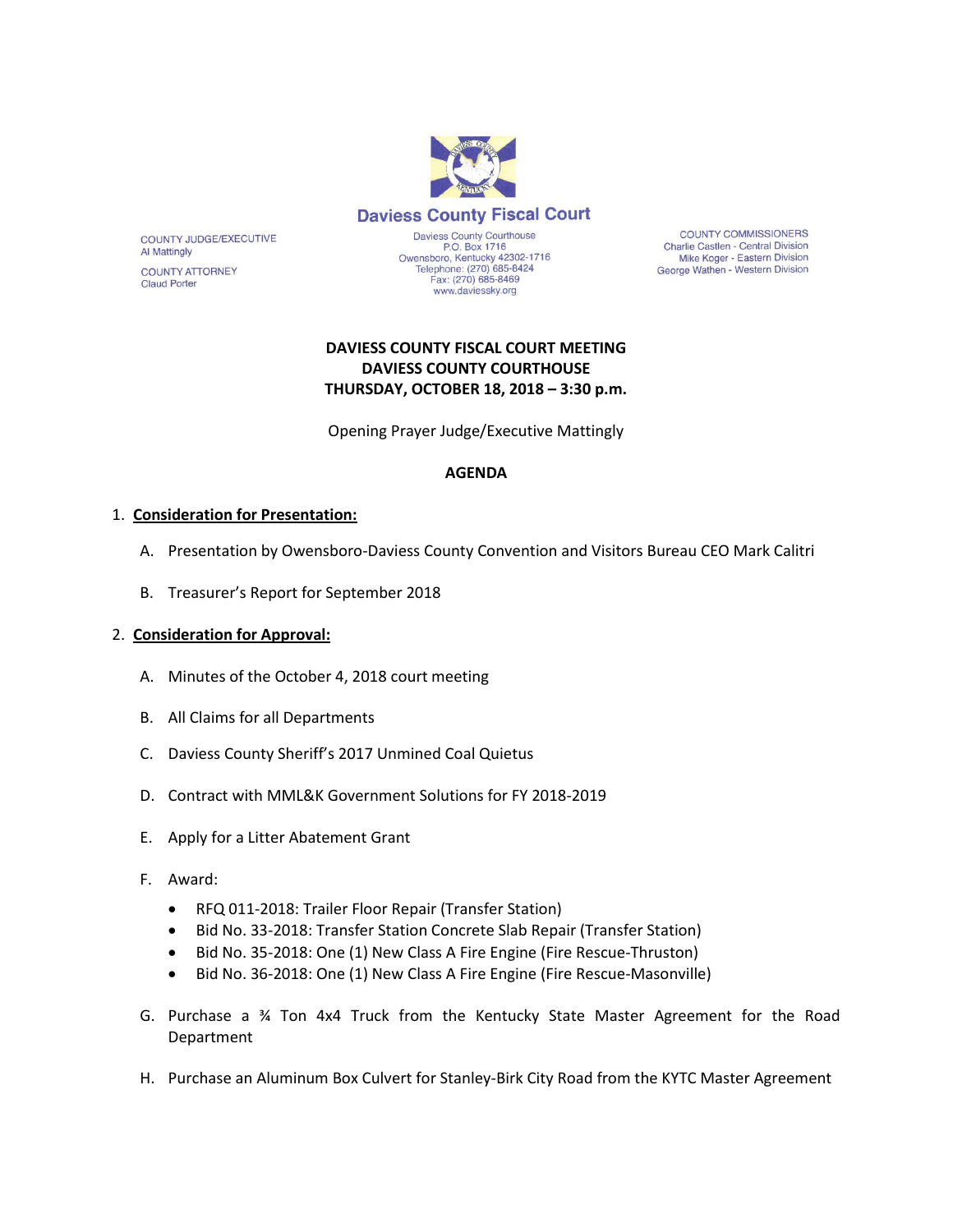**Daviess County Fiscal Court**

Daviess County Courthouse
P.O. Box 1716
Owensboro, Kentucky 42302-1716
Telephone: (270) 685-8424
Fax: (270) 685-8469
www.daviessky.org

COUNTY JUDGE/EXECUTIVE
Al Mattingly

COUNTY ATTORNEY
Claud Porter

COUNTY COMMISSIONERS
Charlie Castlen - Central Division
Mike Koger - Eastern Division
George Wathen - Western Division

**DAVIESS COUNTY FISCAL COURT MEETING**
**DAVIESS COUNTY COURTHOUSE**
**THURSDAY, OCTOBER 18, 2018 – 3:30 p.m.**

Opening Prayer Judge/Executive Mattingly

**AGENDA**

1. **Consideration for Presentation:**

   A. Presentation by Owensboro-Daviess County Convention and Visitors Bureau CEO Mark Calitri

   B. Treasurer's Report for September 2018

2. **Consideration for Approval:**

   A. Minutes of the October 4, 2018 court meeting

   B. All Claims for all Departments

   C. Daviess County Sheriff's 2017 Unmined Coal Quietus

   D. Contract with MML&K Government Solutions for FY 2018-2019

   E. Apply for a Litter Abatement Grant

   F. Award:

   - RFQ 011-2018: Trailer Floor Repair (Transfer Station)
   - Bid No. 33-2018: Transfer Station Concrete Slab Repair (Transfer Station)
   - Bid No. 35-2018: One (1) New Class A Fire Engine (Fire Rescue-Thruston)
   - Bid No. 36-2018: One (1) New Class A Fire Engine (Fire Rescue-Masonville)

   G. Purchase a ¾ Ton 4x4 Truck from the Kentucky State Master Agreement for the Road Department

   H. Purchase an Aluminum Box Culvert for Stanley-Birk City Road from the KYTC Master Agreement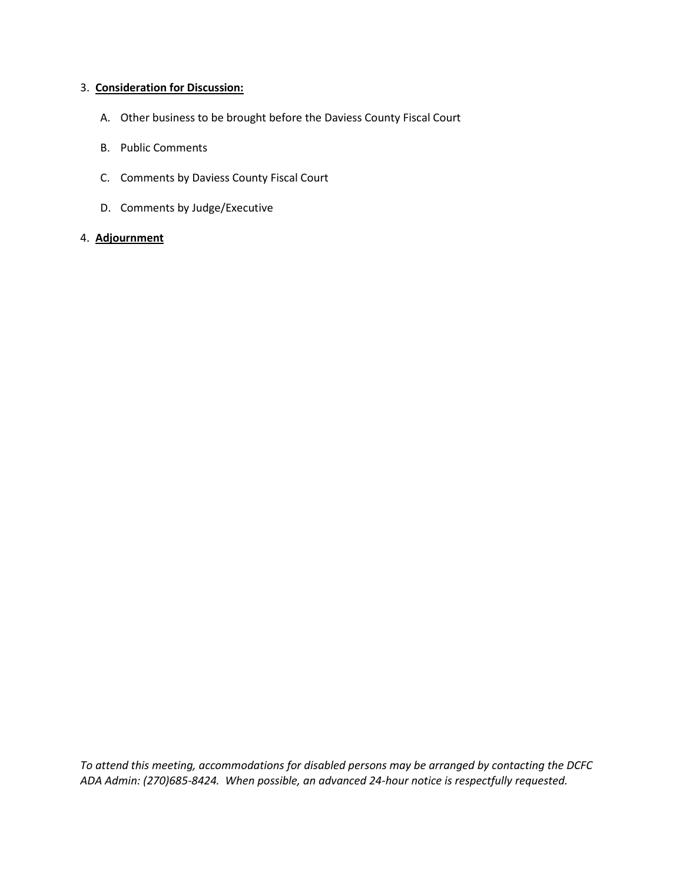3. **<u>Consideration for Discussion:</u>**

   A. Other business to be brought before the Daviess County Fiscal Court

   B. Public Comments

   C. Comments by Daviess County Fiscal Court

   D. Comments by Judge/Executive

4. **<u>Adjournment</u>**

*To attend this meeting, accommodations for disabled persons may be arranged by contacting the DCFC ADA Admin: (270)685-8424. When possible, an advanced 24-hour notice is respectfully requested.*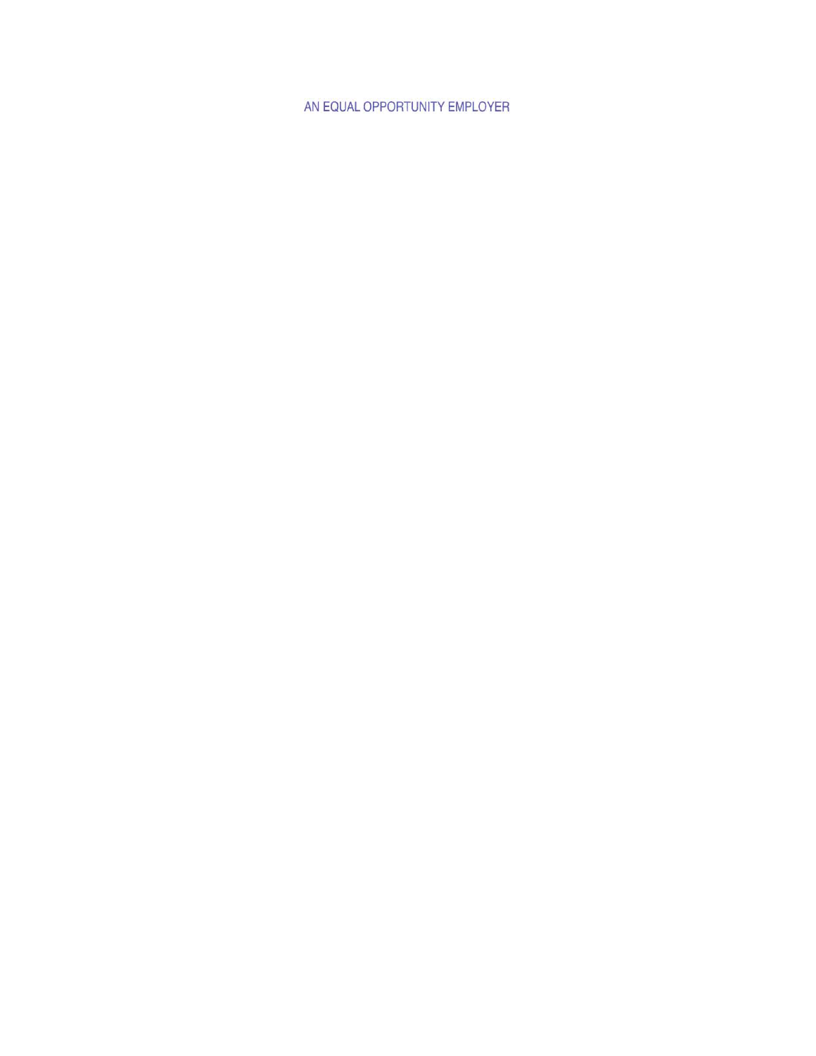AN EQUAL OPPORTUNITY EMPLOYER